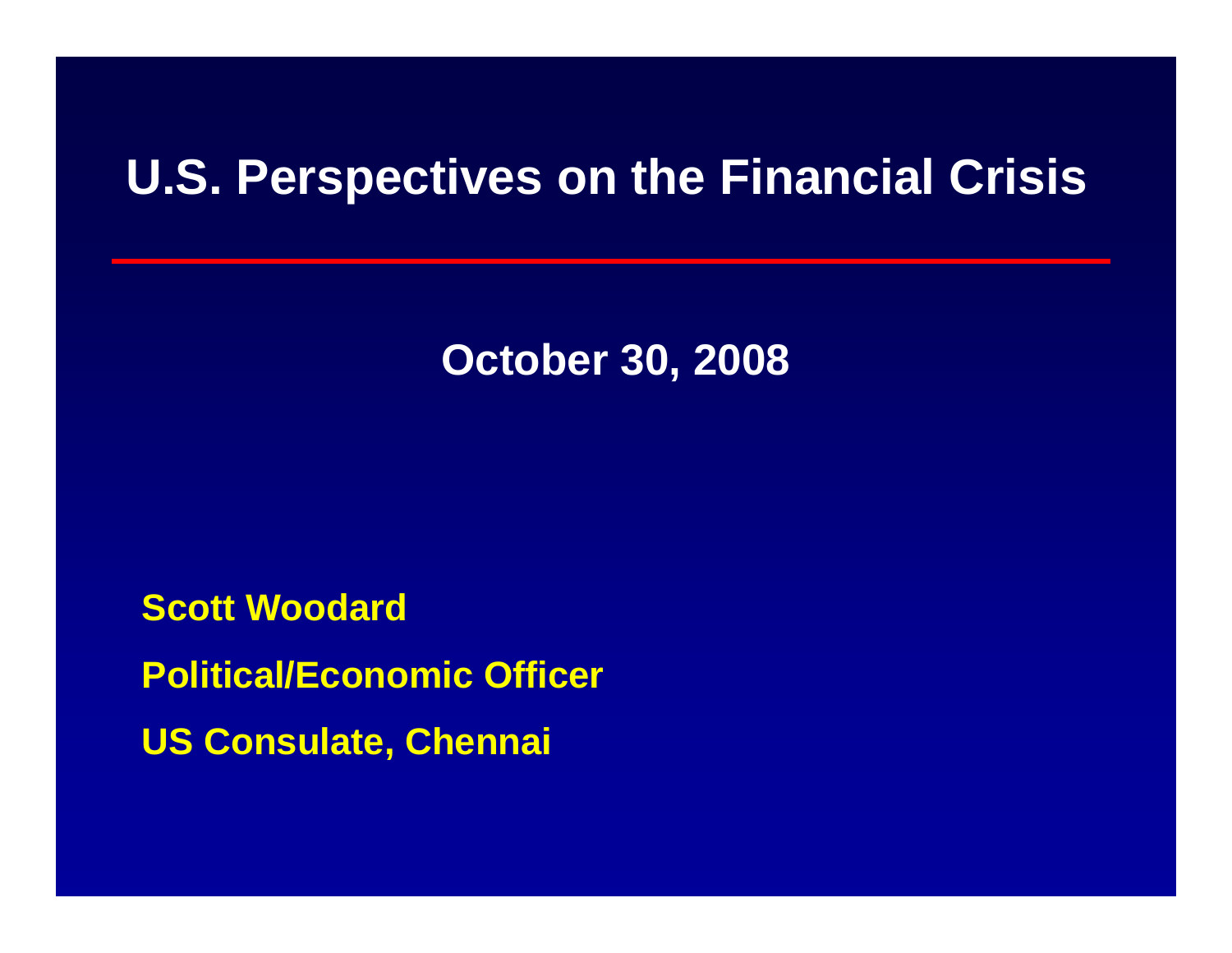# U.S. Perspectives on the Financial Crisis

**October 30, 2008**

**Scott Woodard**

**Political/Economic Officer**

**US Consulate, Chennai**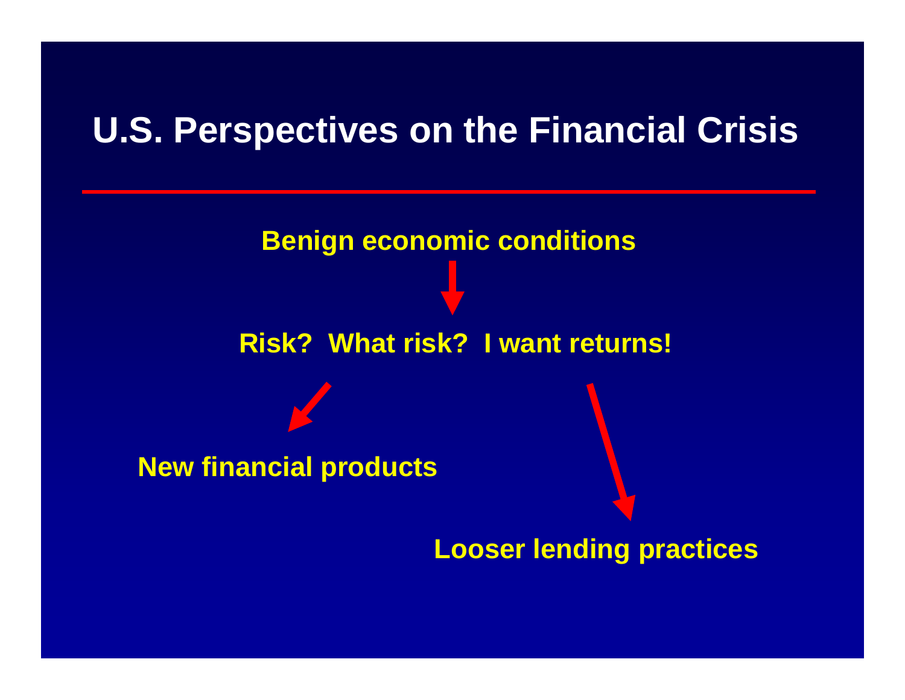# U.S. Perspectives on the Financial Crisis

**Benign economic conditions**

↓

**Risk? What risk? I want returns!**

↙ ↘

**New financial products**

**Looser lending practices**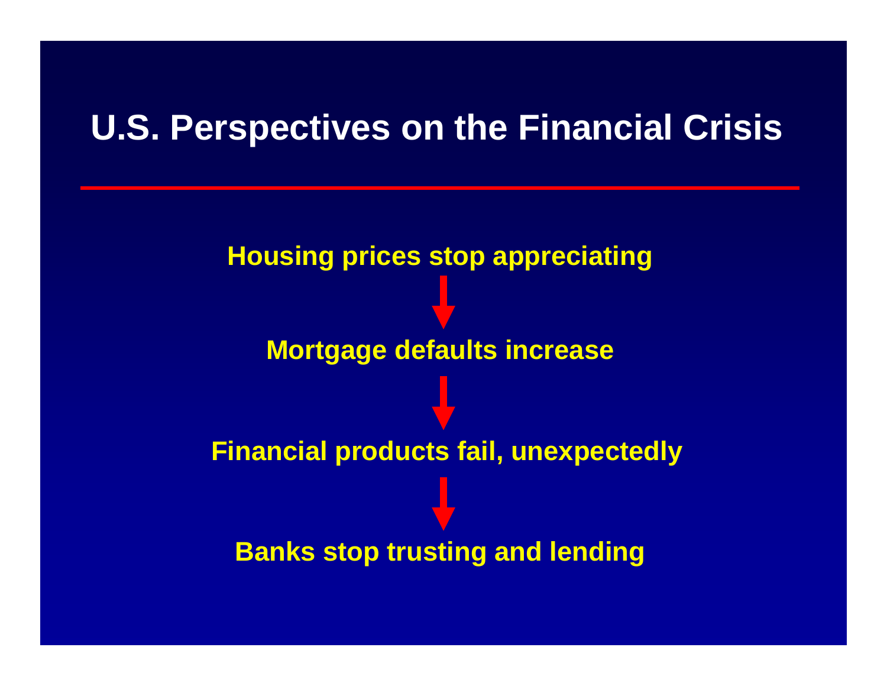# U.S. Perspectives on the Financial Crisis

**Housing prices stop appreciating**

↓

**Mortgage defaults increase**

↓

**Financial products fail, unexpectedly**

↓

**Banks stop trusting and lending**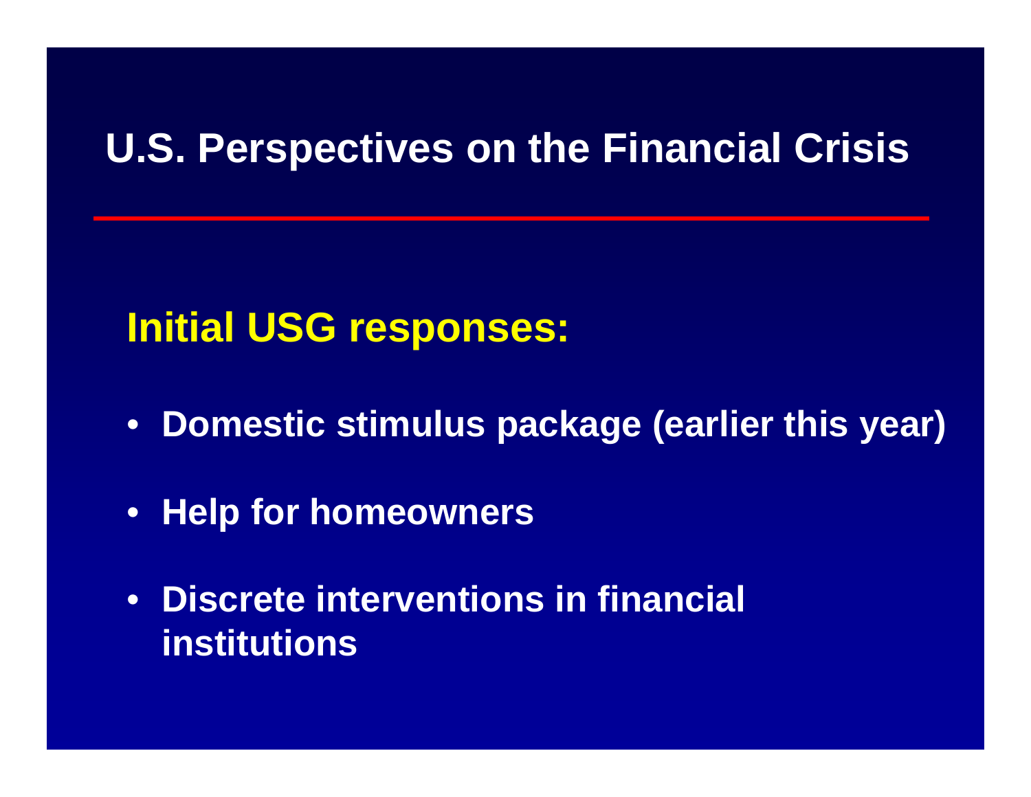# U.S. Perspectives on the Financial Crisis

## Initial USG responses:

- **Domestic stimulus package (earlier this year)**
- **Help for homeowners**
- **Discrete interventions in financial institutions**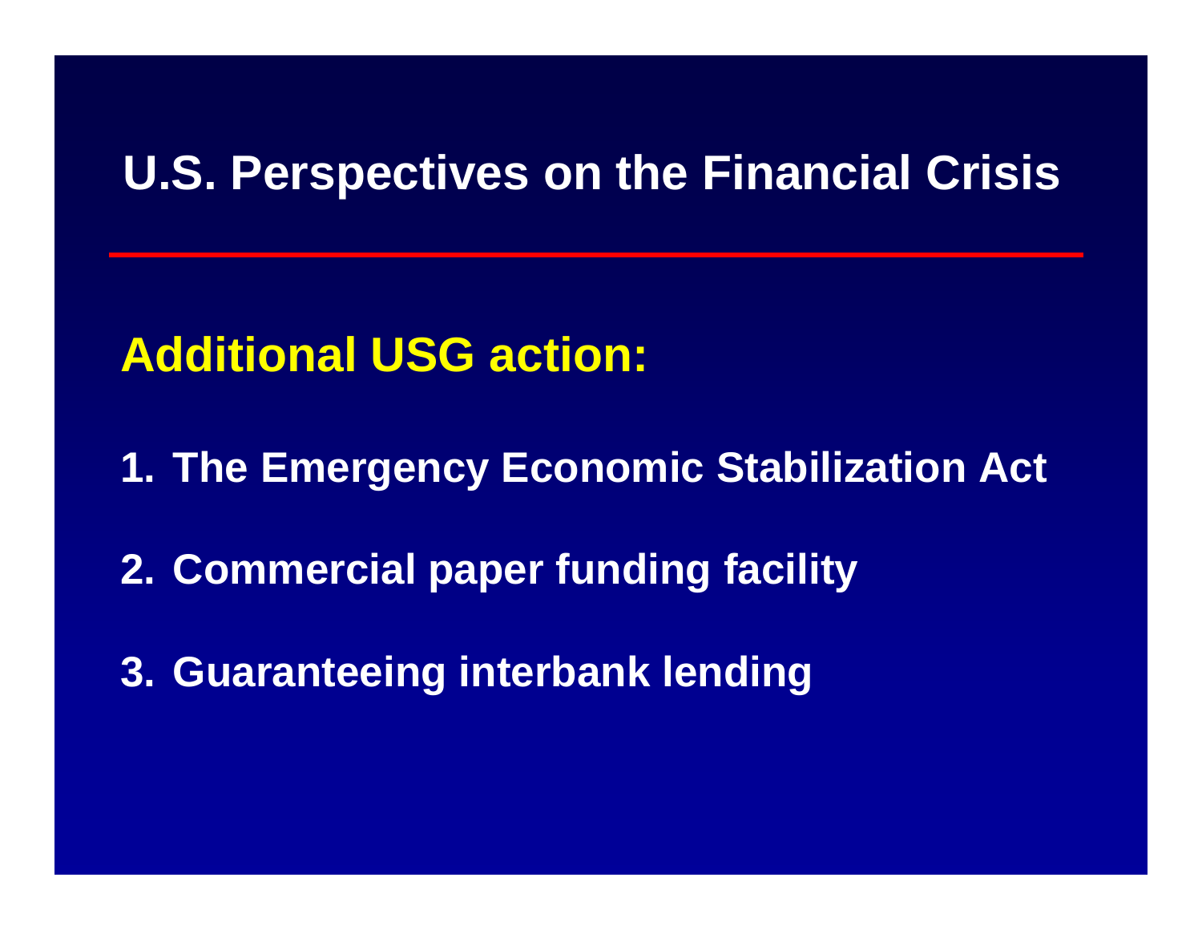# U.S. Perspectives on the Financial Crisis

## Additional USG action:

1. The Emergency Economic Stabilization Act
2. Commercial paper funding facility
3. Guaranteeing interbank lending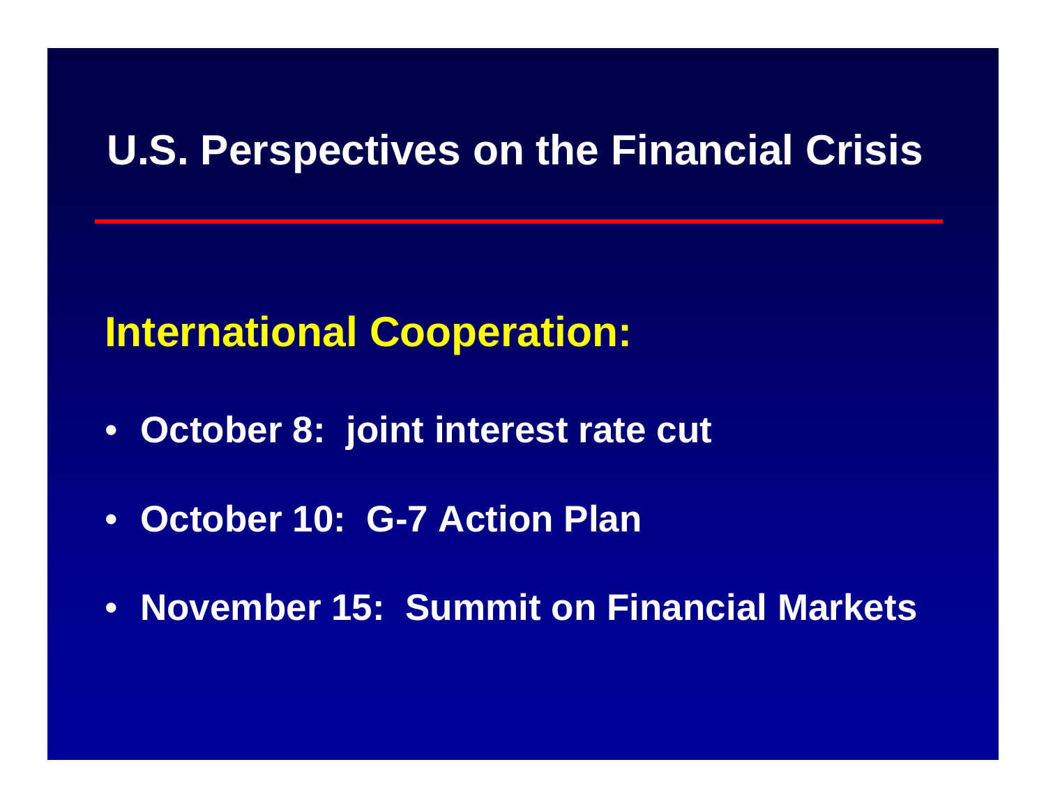# U.S. Perspectives on the Financial Crisis

## International Cooperation:

- **October 8: joint interest rate cut**
- **October 10: G-7 Action Plan**
- **November 15: Summit on Financial Markets**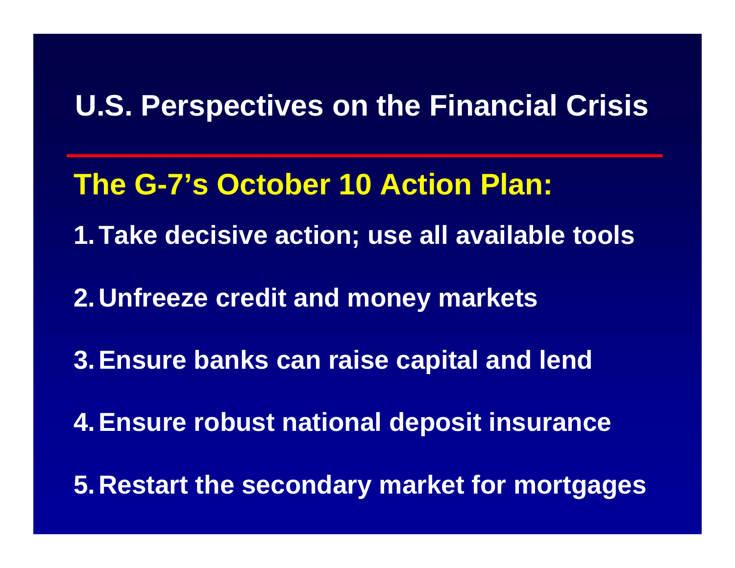# U.S. Perspectives on the Financial Crisis

## The G-7's October 10 Action Plan:

1. Take decisive action; use all available tools
2. Unfreeze credit and money markets
3. Ensure banks can raise capital and lend
4. Ensure robust national deposit insurance
5. Restart the secondary market for mortgages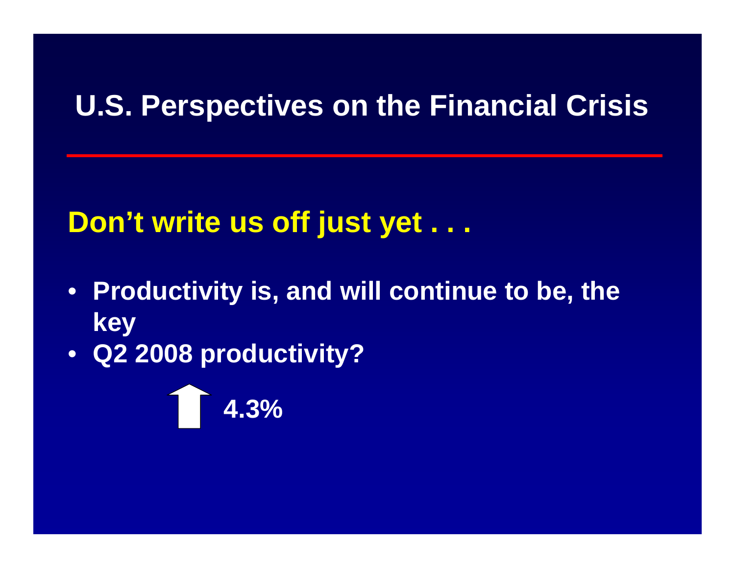# U.S. Perspectives on the Financial Crisis

## Don't write us off just yet . . .

- **Productivity is, and will continue to be, the key**
- **Q2 2008 productivity?**

**↑ 4.3%**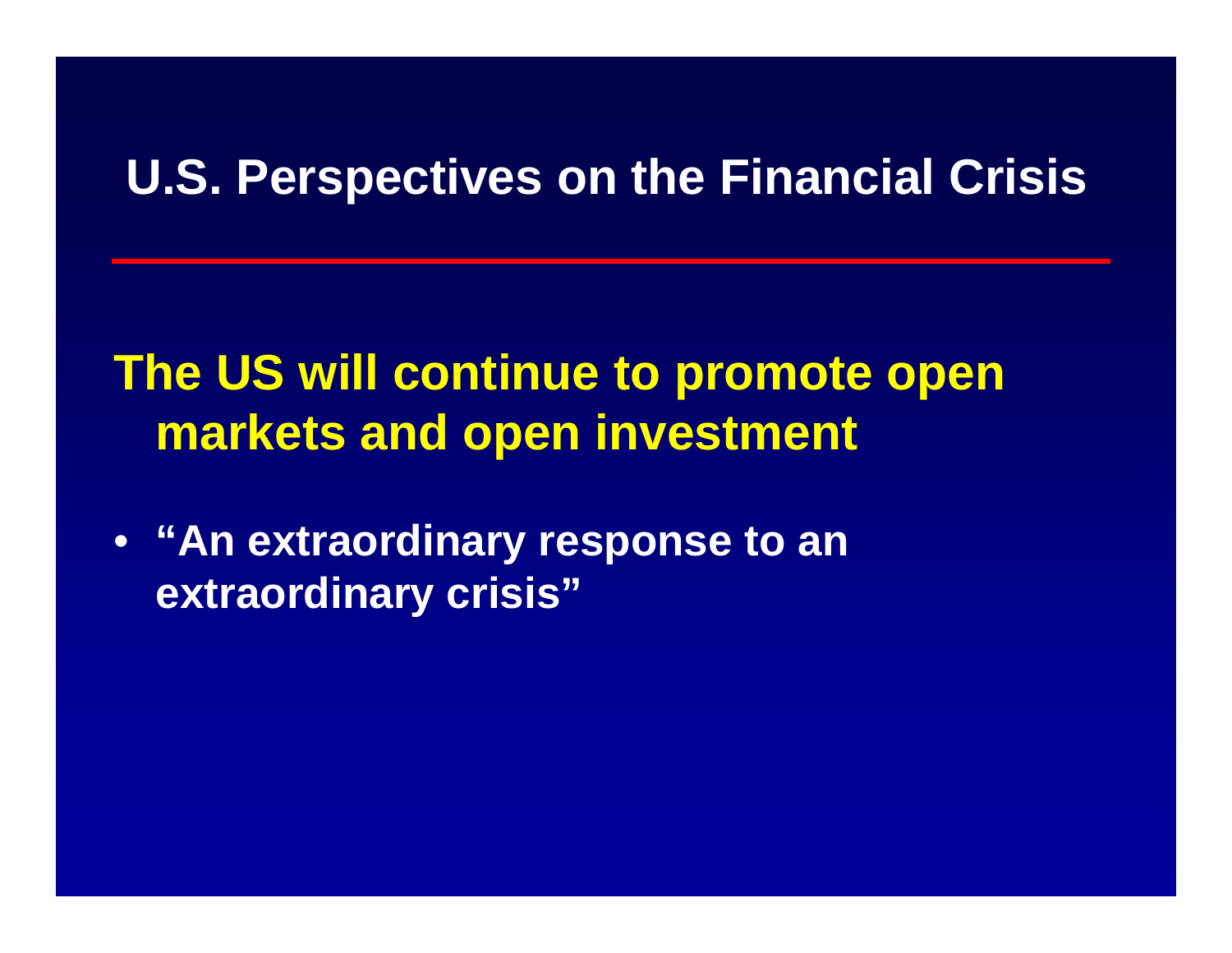# U.S. Perspectives on the Financial Crisis

## The US will continue to promote open markets and open investment

- **“An extraordinary response to an extraordinary crisis”**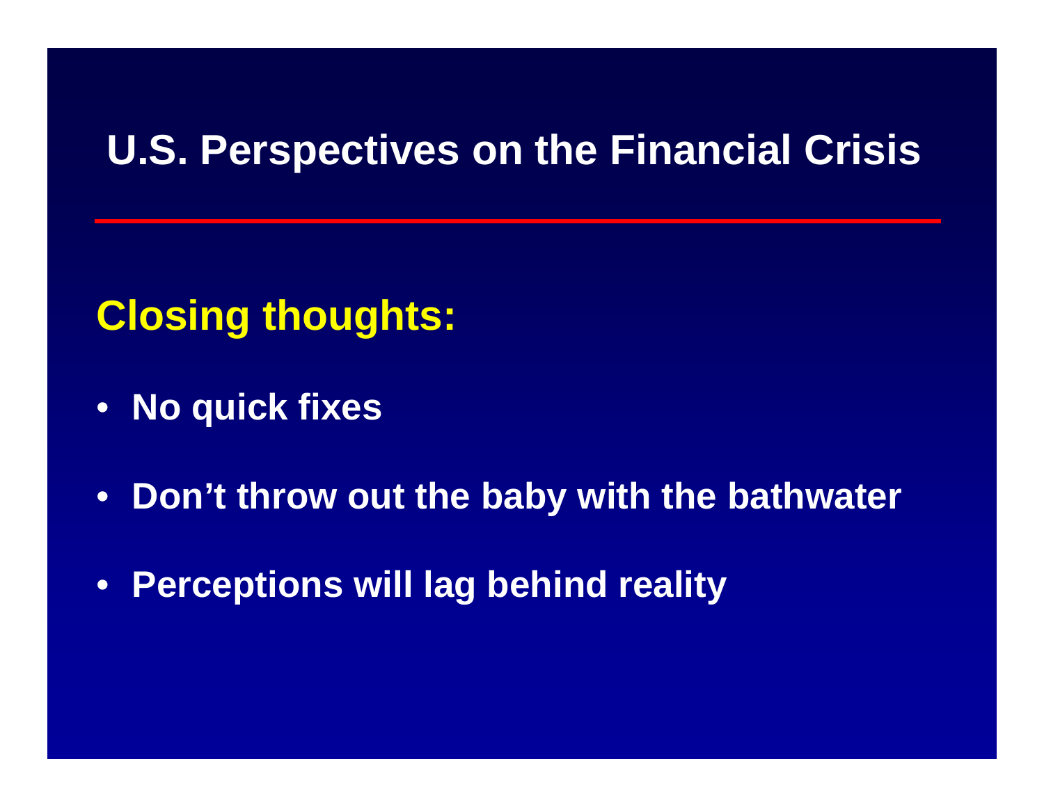# U.S. Perspectives on the Financial Crisis

## Closing thoughts:

- **No quick fixes**
- **Don’t throw out the baby with the bathwater**
- **Perceptions will lag behind reality**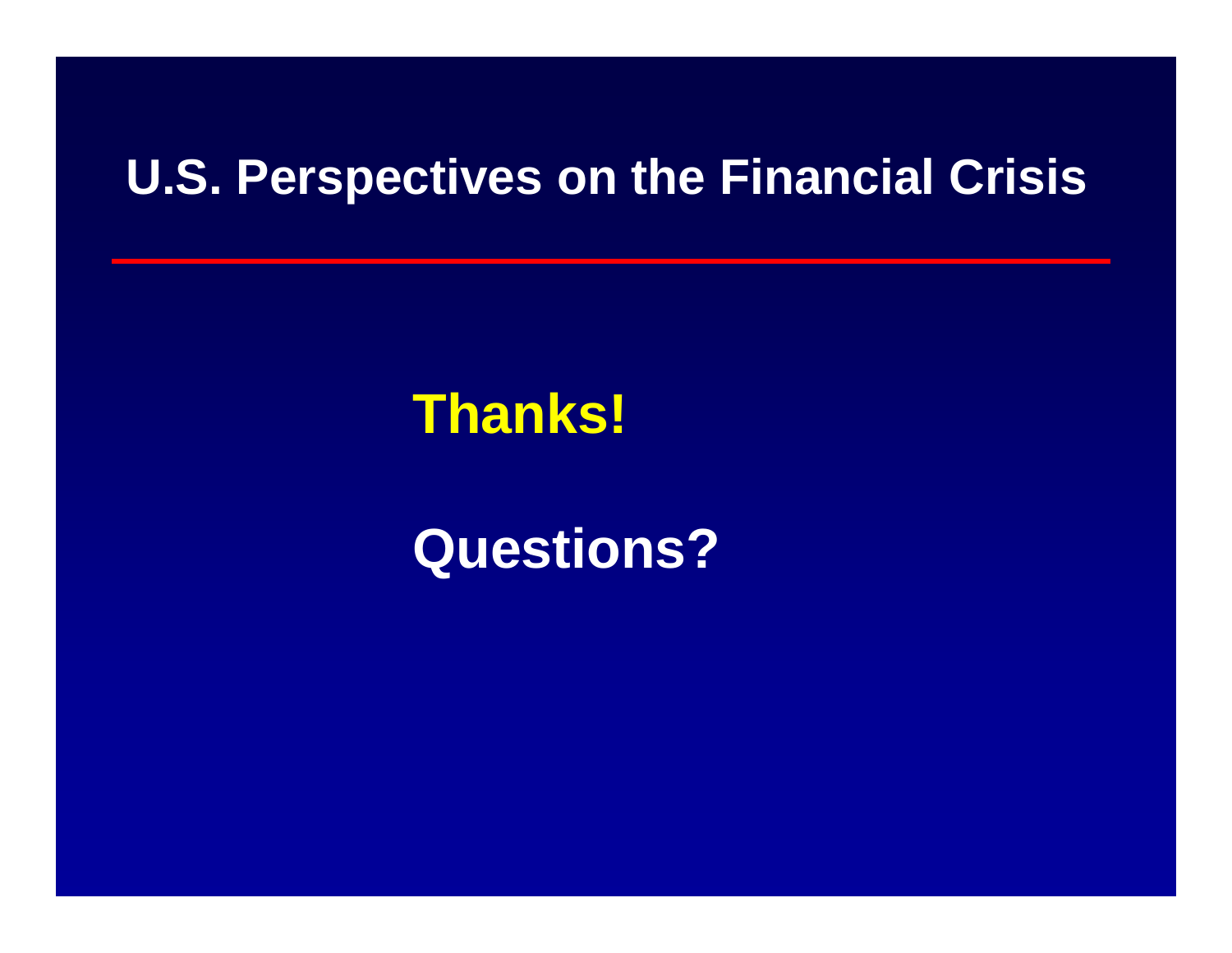# U.S. Perspectives on the Financial Crisis

**Thanks!**

**Questions?**